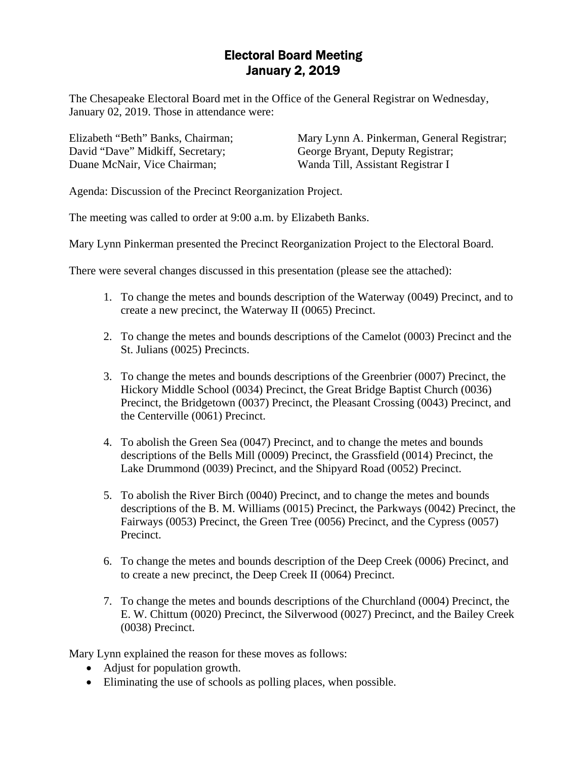# Electoral Board Meeting
# January 2, 2019

The Chesapeake Electoral Board met in the Office of the General Registrar on Wednesday, January 02, 2019. Those in attendance were:

Elizabeth "Beth" Banks, Chairman;
David "Dave" Midkiff, Secretary;
Duane McNair, Vice Chairman;

Mary Lynn A. Pinkerman, General Registrar;
George Bryant, Deputy Registrar;
Wanda Till, Assistant Registrar I

Agenda: Discussion of the Precinct Reorganization Project.

The meeting was called to order at 9:00 a.m. by Elizabeth Banks.

Mary Lynn Pinkerman presented the Precinct Reorganization Project to the Electoral Board.

There were several changes discussed in this presentation (please see the attached):

1. To change the metes and bounds description of the Waterway (0049) Precinct, and to create a new precinct, the Waterway II (0065) Precinct.

2. To change the metes and bounds descriptions of the Camelot (0003) Precinct and the St. Julians (0025) Precincts.

3. To change the metes and bounds descriptions of the Greenbrier (0007) Precinct, the Hickory Middle School (0034) Precinct, the Great Bridge Baptist Church (0036) Precinct, the Bridgetown (0037) Precinct, the Pleasant Crossing (0043) Precinct, and the Centerville (0061) Precinct.

4. To abolish the Green Sea (0047) Precinct, and to change the metes and bounds descriptions of the Bells Mill (0009) Precinct, the Grassfield (0014) Precinct, the Lake Drummond (0039) Precinct, and the Shipyard Road (0052) Precinct.

5. To abolish the River Birch (0040) Precinct, and to change the metes and bounds descriptions of the B. M. Williams (0015) Precinct, the Parkways (0042) Precinct, the Fairways (0053) Precinct, the Green Tree (0056) Precinct, and the Cypress (0057) Precinct.

6. To change the metes and bounds description of the Deep Creek (0006) Precinct, and to create a new precinct, the Deep Creek II (0064) Precinct.

7. To change the metes and bounds descriptions of the Churchland (0004) Precinct, the E. W. Chittum (0020) Precinct, the Silverwood (0027) Precinct, and the Bailey Creek (0038) Precinct.

Mary Lynn explained the reason for these moves as follows:

- Adjust for population growth.
- Eliminating the use of schools as polling places, when possible.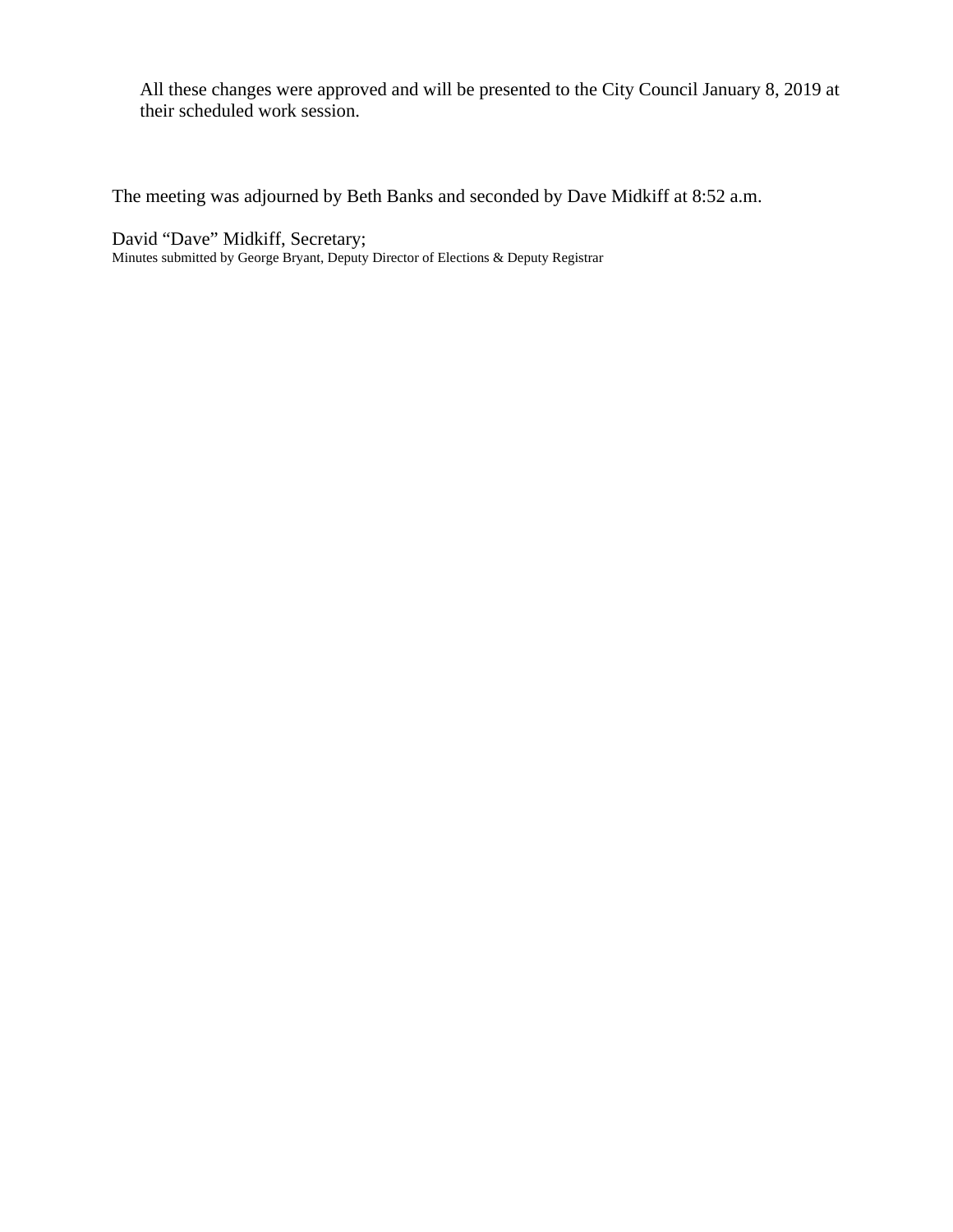All these changes were approved and will be presented to the City Council January 8, 2019 at their scheduled work session.

The meeting was adjourned by Beth Banks and seconded by Dave Midkiff at 8:52 a.m.

David "Dave" Midkiff, Secretary;
Minutes submitted by George Bryant, Deputy Director of Elections & Deputy Registrar